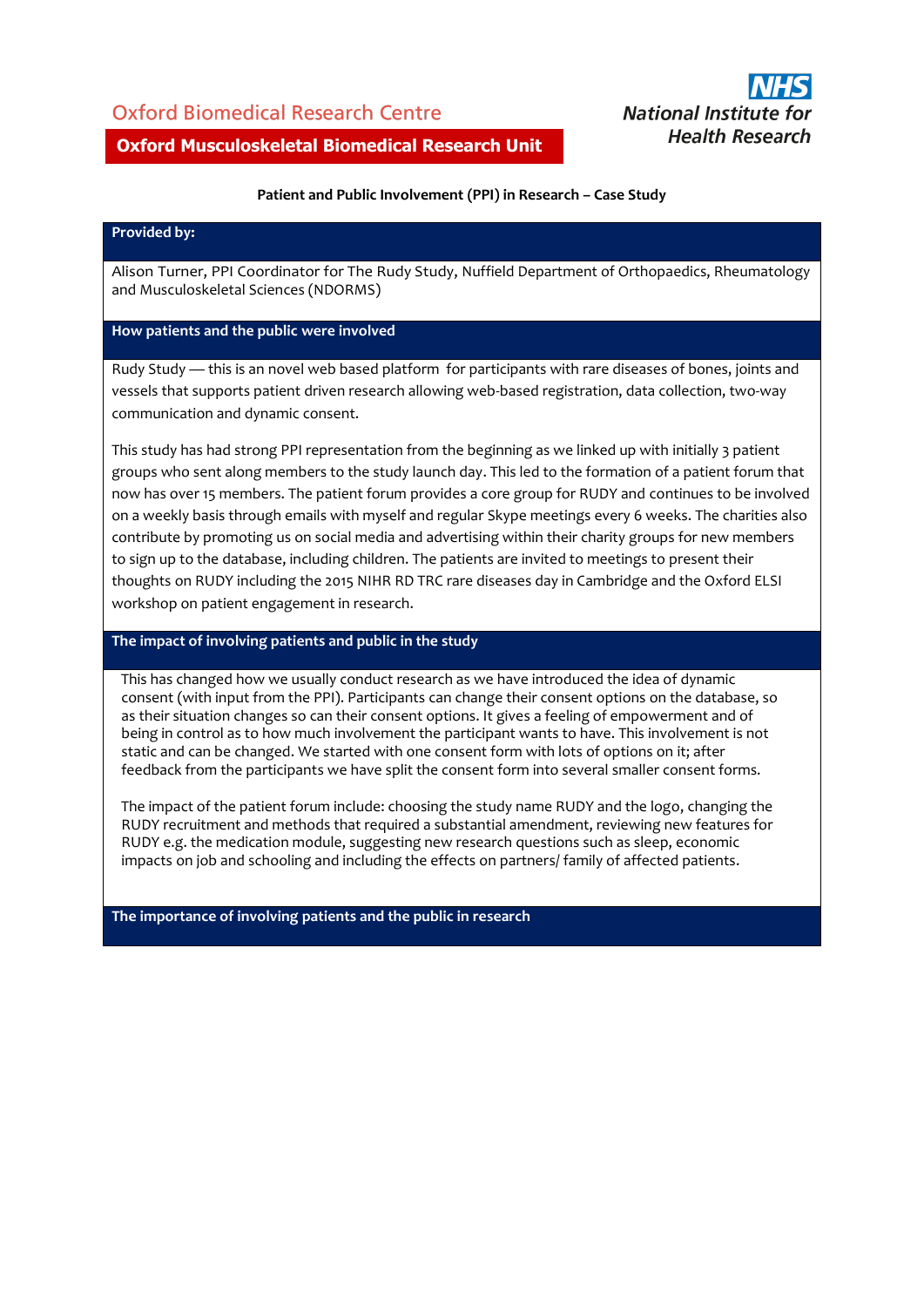Oxford Biomedical Research Centre

**Oxford Musculoskeletal Biomedical Research Unit**

NHS
*National Institute for Health Research*

**Patient and Public Involvement (PPI) in Research – Case Study**

### Provided by:

Alison Turner, PPI Coordinator for The Rudy Study, Nuffield Department of Orthopaedics, Rheumatology and Musculoskeletal Sciences (NDORMS)

### How patients and the public were involved

Rudy Study — this is an novel web based platform for participants with rare diseases of bones, joints and vessels that supports patient driven research allowing web-based registration, data collection, two-way communication and dynamic consent.

This study has had strong PPI representation from the beginning as we linked up with initially 3 patient groups who sent along members to the study launch day. This led to the formation of a patient forum that now has over 15 members. The patient forum provides a core group for RUDY and continues to be involved on a weekly basis through emails with myself and regular Skype meetings every 6 weeks. The charities also contribute by promoting us on social media and advertising within their charity groups for new members to sign up to the database, including children. The patients are invited to meetings to present their thoughts on RUDY including the 2015 NIHR RD TRC rare diseases day in Cambridge and the Oxford ELSI workshop on patient engagement in research.

### The impact of involving patients and public in the study

This has changed how we usually conduct research as we have introduced the idea of dynamic consent (with input from the PPI). Participants can change their consent options on the database, so as their situation changes so can their consent options. It gives a feeling of empowerment and of being in control as to how much involvement the participant wants to have. This involvement is not static and can be changed. We started with one consent form with lots of options on it; after feedback from the participants we have split the consent form into several smaller consent forms.

The impact of the patient forum include: choosing the study name RUDY and the logo, changing the RUDY recruitment and methods that required a substantial amendment, reviewing new features for RUDY e.g. the medication module, suggesting new research questions such as sleep, economic impacts on job and schooling and including the effects on partners/ family of affected patients.

### The importance of involving patients and the public in research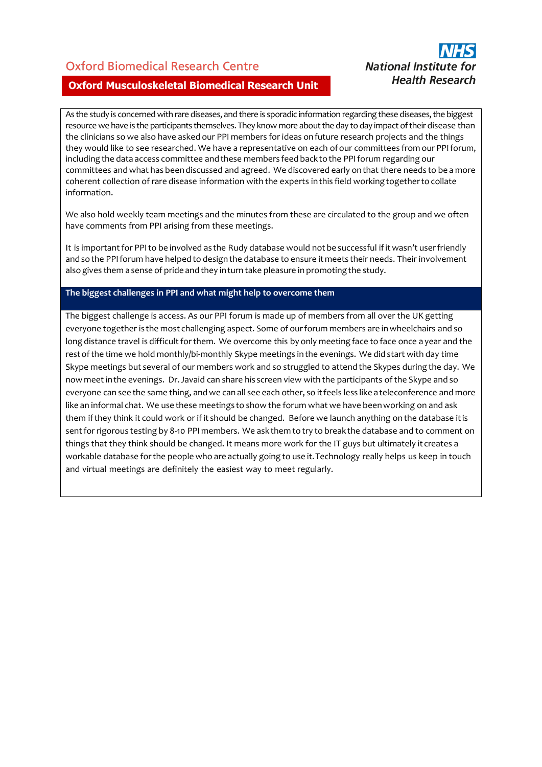As the study is concerned with rare diseases, and there is sporadic information regarding these diseases, the biggest resource we have is the participants themselves. They know more about the day to day impact of their disease than the clinicians so we also have asked our PPI members for ideas on future research projects and the things they would like to see researched. We have a representative on each of our committees from our PPI forum, including the data access committee and these members feed back to the PPI forum regarding our committees and what has been discussed and agreed. We discovered early on that there needs to be a more coherent collection of rare disease information with the experts in this field working together to collate information.

We also hold weekly team meetings and the minutes from these are circulated to the group and we often have comments from PPI arising from these meetings.

It is important for PPI to be involved as the Rudy database would not be successful if it wasn't user friendly and so the PPI forum have helped to design the database to ensure it meets their needs. Their involvement also gives them a sense of pride and they in turn take pleasure in promoting the study.

## The biggest challenges in PPI and what might help to overcome them

The biggest challenge is access. As our PPI forum is made up of members from all over the UK getting everyone together is the most challenging aspect. Some of our forum members are in wheelchairs and so long distance travel is difficult for them. We overcome this by only meeting face to face once a year and the rest of the time we hold monthly/bi-monthly Skype meetings in the evenings. We did start with day time Skype meetings but several of our members work and so struggled to attend the Skypes during the day. We now meet in the evenings. Dr. Javaid can share his screen view with the participants of the Skype and so everyone can see the same thing, and we can all see each other, so it feels less like a teleconference and more like an informal chat. We use these meetings to show the forum what we have been working on and ask them if they think it could work or if it should be changed. Before we launch anything on the database it is sent for rigorous testing by 8-10 PPI members. We ask them to try to break the database and to comment on things that they think should be changed. It means more work for the IT guys but ultimately it creates a workable database for the people who are actually going to use it. Technology really helps us keep in touch and virtual meetings are definitely the easiest way to meet regularly.